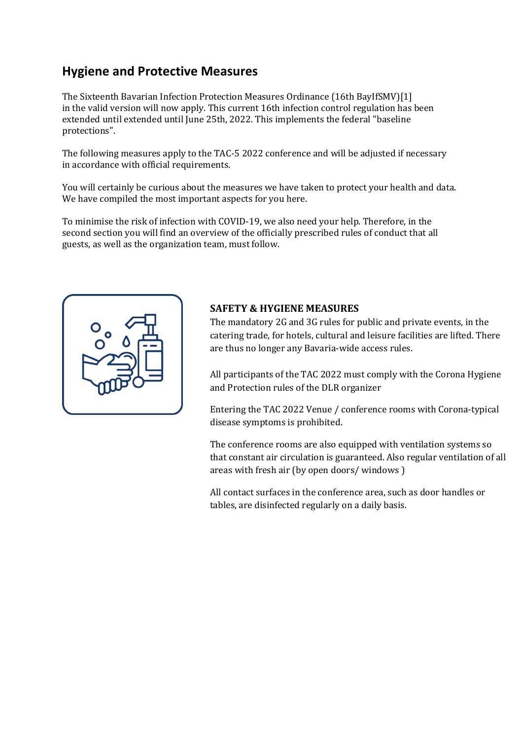## Hygiene and Protective Measures

The Sixteenth Bavarian Infection Protection Measures Ordinance (16th BayIfSMV)[1] in the valid version will now apply. This current 16th infection control regulation has been extended until extended until June 25th, 2022. This implements the federal "baseline protections".

The following measures apply to the TAC-5 2022 conference and will be adjusted if necessary in accordance with official requirements.

You will certainly be curious about the measures we have taken to protect your health and data. We have compiled the most important aspects for you here.

To minimise the risk of infection with COVID-19, we also need your help. Therefore, in the second section you will find an overview of the officially prescribed rules of conduct that all guests, as well as the organization team, must follow.

**SAFETY & HYGIENE MEASURES**

The mandatory 2G and 3G rules for public and private events, in the catering trade, for hotels, cultural and leisure facilities are lifted. There are thus no longer any Bavaria-wide access rules.

All participants of the TAC 2022 must comply with the Corona Hygiene and Protection rules of the DLR organizer

Entering the TAC 2022 Venue / conference rooms with Corona-typical disease symptoms is prohibited.

The conference rooms are also equipped with ventilation systems so that constant air circulation is guaranteed. Also regular ventilation of all areas with fresh air (by open doors/ windows )

All contact surfaces in the conference area, such as door handles or tables, are disinfected regularly on a daily basis.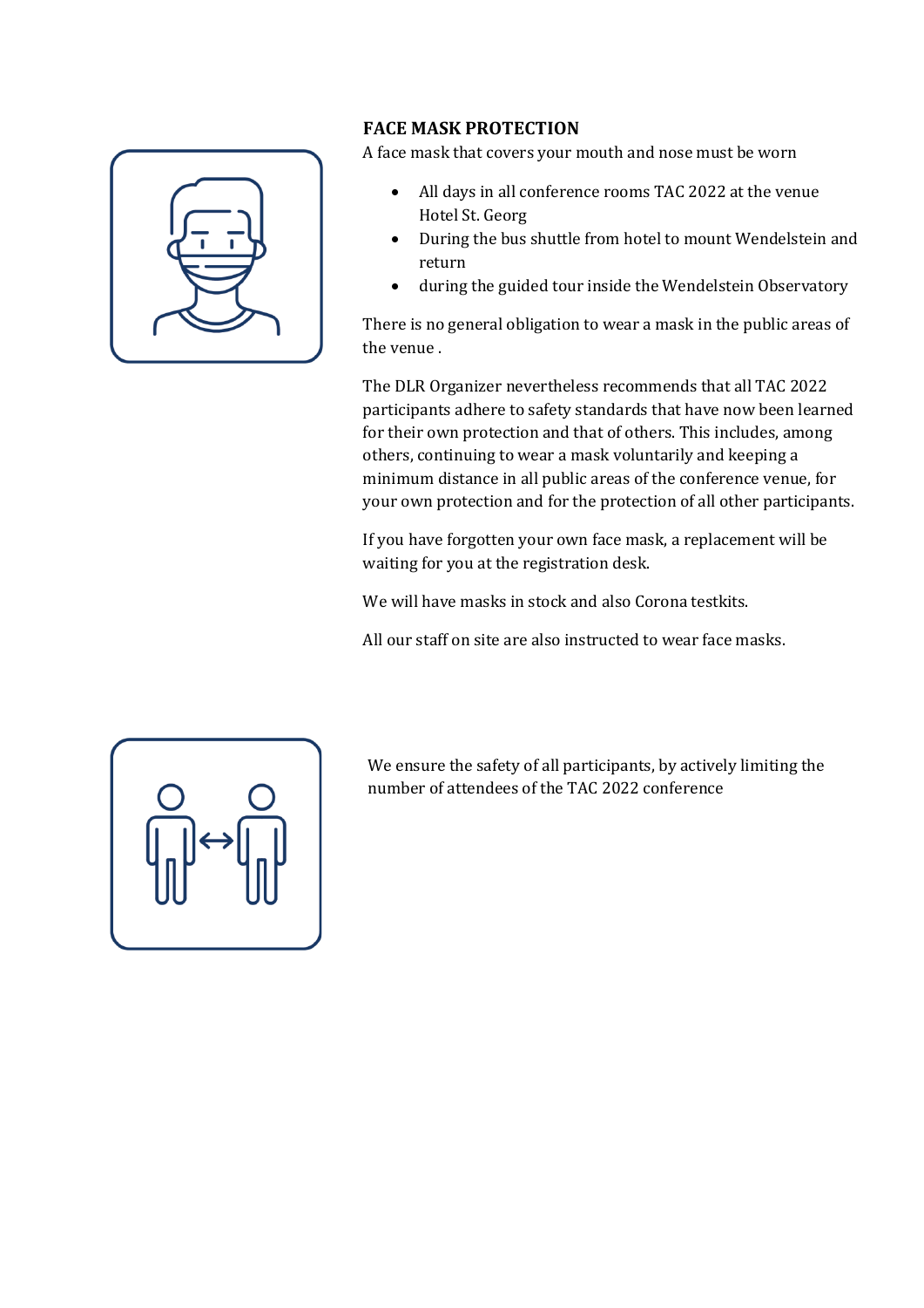**FACE MASK PROTECTION**

A face mask that covers your mouth and nose must be worn

- All days in all conference rooms TAC 2022 at the venue Hotel St. Georg
- During the bus shuttle from hotel to mount Wendelstein and return
- during the guided tour inside the Wendelstein Observatory

There is no general obligation to wear a mask in the public areas of the venue .

The DLR Organizer nevertheless recommends that all TAC 2022 participants adhere to safety standards that have now been learned for their own protection and that of others. This includes, among others, continuing to wear a mask voluntarily and keeping a minimum distance in all public areas of the conference venue, for your own protection and for the protection of all other participants.

If you have forgotten your own face mask, a replacement will be waiting for you at the registration desk.

We will have masks in stock and also Corona testkits.

All our staff on site are also instructed to wear face masks.

We ensure the safety of all participants, by actively limiting the number of attendees of the TAC 2022 conference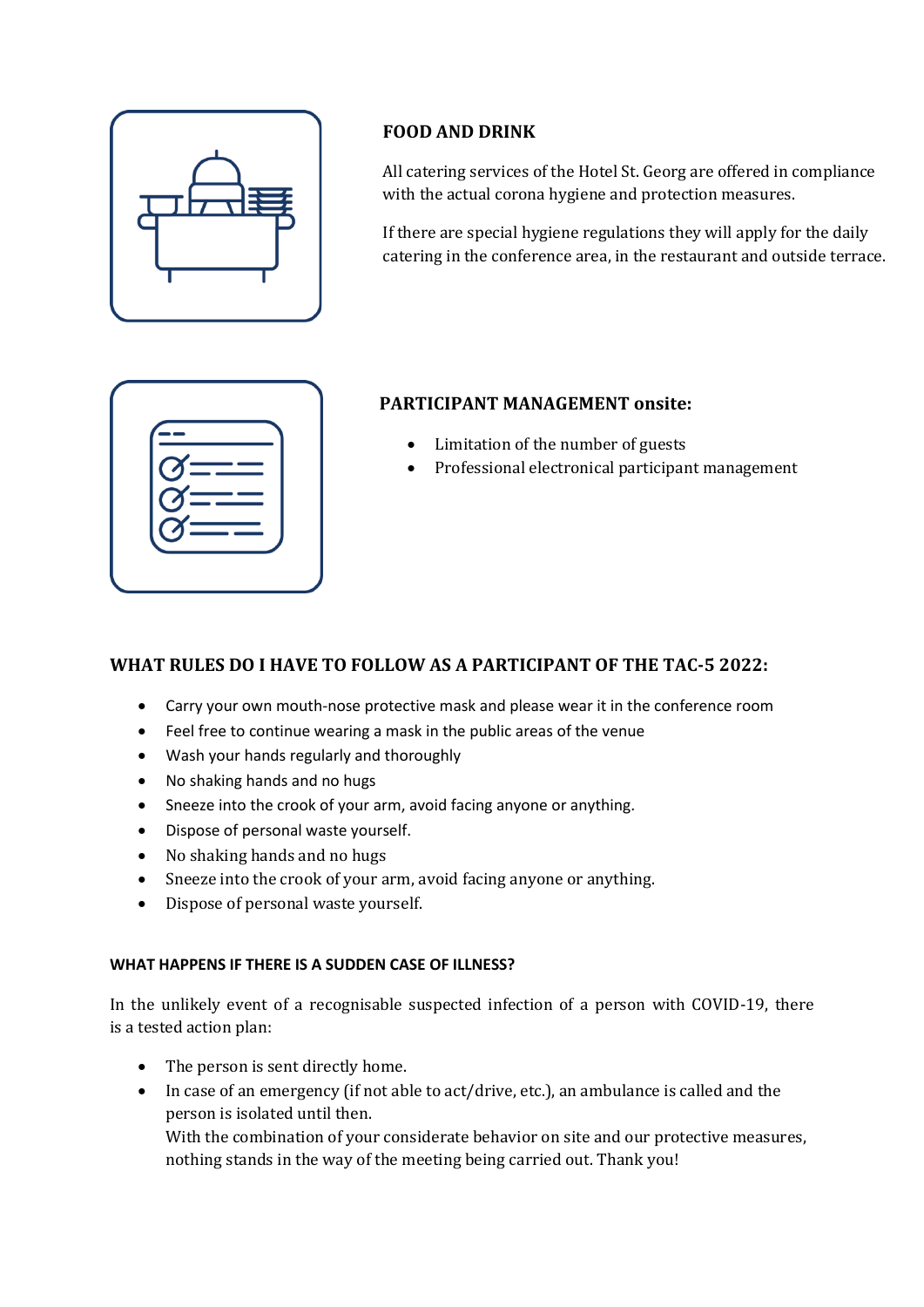## FOOD AND DRINK

All catering services of the Hotel St. Georg are offered in compliance with the actual corona hygiene and protection measures.

If there are special hygiene regulations they will apply for the daily catering in the conference area, in the restaurant and outside terrace.

## PARTICIPANT MANAGEMENT onsite:

- Limitation of the number of guests
- Professional electronical participant management

## WHAT RULES DO I HAVE TO FOLLOW AS A PARTICIPANT OF THE TAC-5 2022:

- Carry your own mouth-nose protective mask and please wear it in the conference room
- Feel free to continue wearing a mask in the public areas of the venue
- Wash your hands regularly and thoroughly
- No shaking hands and no hugs
- Sneeze into the crook of your arm, avoid facing anyone or anything.
- Dispose of personal waste yourself.
- No shaking hands and no hugs
- Sneeze into the crook of your arm, avoid facing anyone or anything.
- Dispose of personal waste yourself.

### WHAT HAPPENS IF THERE IS A SUDDEN CASE OF ILLNESS?

In the unlikely event of a recognisable suspected infection of a person with COVID-19, there is a tested action plan:

- The person is sent directly home.
- In case of an emergency (if not able to act/drive, etc.), an ambulance is called and the person is isolated until then.
  With the combination of your considerate behavior on site and our protective measures, nothing stands in the way of the meeting being carried out. Thank you!